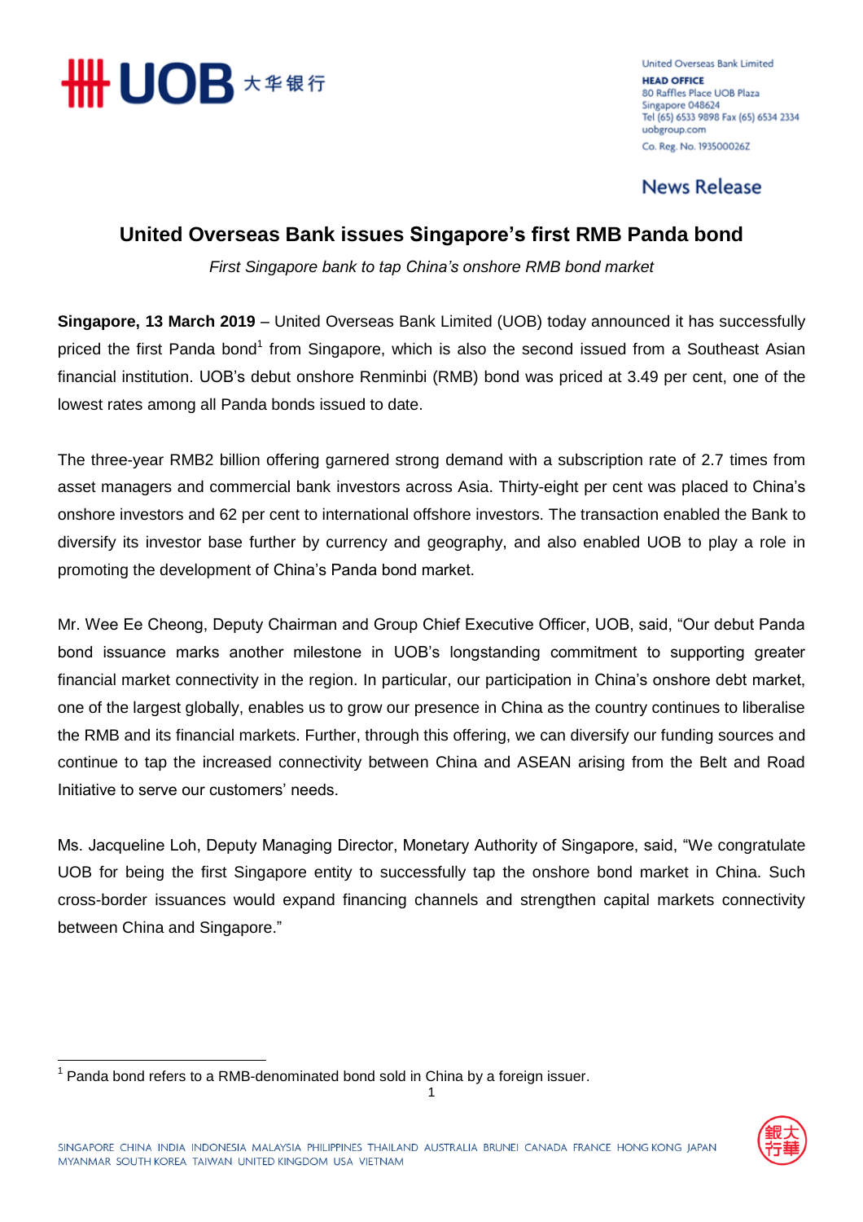United Overseas Bank Limited
**HEAD OFFICE**
80 Raffles Place UOB Plaza
Singapore 048624
Tel (65) 6533 9898 Fax (65) 6534 2334
uobgroup.com
Co. Reg. No. 193500026Z

News Release

# United Overseas Bank issues Singapore's first RMB Panda bond

*First Singapore bank to tap China's onshore RMB bond market*

**Singapore, 13 March 2019** – United Overseas Bank Limited (UOB) today announced it has successfully priced the first Panda bond[1] from Singapore, which is also the second issued from a Southeast Asian financial institution. UOB's debut onshore Renminbi (RMB) bond was priced at 3.49 per cent, one of the lowest rates among all Panda bonds issued to date.

The three-year RMB2 billion offering garnered strong demand with a subscription rate of 2.7 times from asset managers and commercial bank investors across Asia. Thirty-eight per cent was placed to China's onshore investors and 62 per cent to international offshore investors. The transaction enabled the Bank to diversify its investor base further by currency and geography, and also enabled UOB to play a role in promoting the development of China's Panda bond market.

Mr. Wee Ee Cheong, Deputy Chairman and Group Chief Executive Officer, UOB, said, "Our debut Panda bond issuance marks another milestone in UOB's longstanding commitment to supporting greater financial market connectivity in the region. In particular, our participation in China's onshore debt market, one of the largest globally, enables us to grow our presence in China as the country continues to liberalise the RMB and its financial markets. Further, through this offering, we can diversify our funding sources and continue to tap the increased connectivity between China and ASEAN arising from the Belt and Road Initiative to serve our customers' needs.

Ms. Jacqueline Loh, Deputy Managing Director, Monetary Authority of Singapore, said, "We congratulate UOB for being the first Singapore entity to successfully tap the onshore bond market in China. Such cross-border issuances would expand financing channels and strengthen capital markets connectivity between China and Singapore."

[1] Panda bond refers to a RMB-denominated bond sold in China by a foreign issuer.

SINGAPORE CHINA INDIA INDONESIA MALAYSIA PHILIPPINES THAILAND AUSTRALIA BRUNEI CANADA FRANCE HONG KONG JAPAN MYANMAR SOUTH KOREA TAIWAN UNITED KINGDOM USA VIETNAM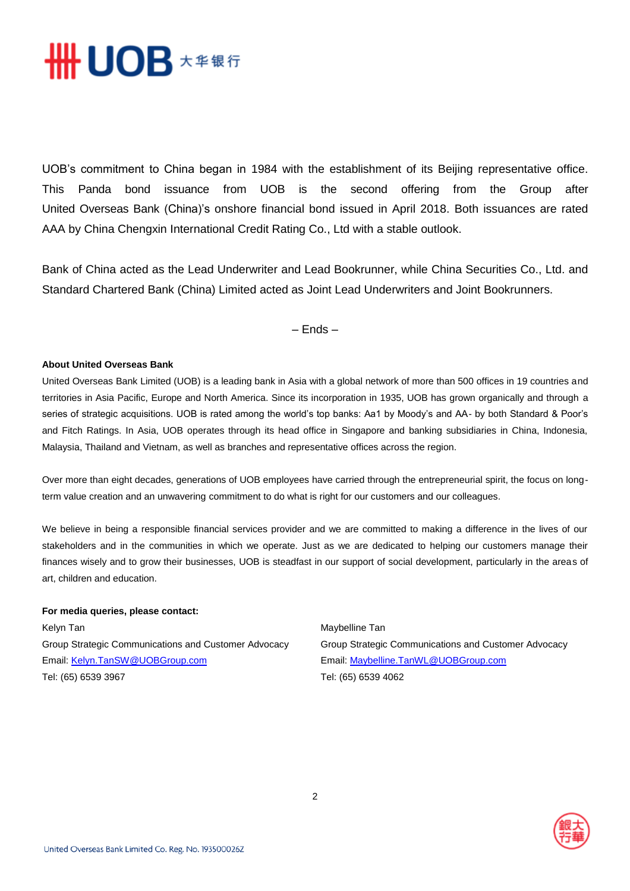UOB's commitment to China began in 1984 with the establishment of its Beijing representative office. This Panda bond issuance from UOB is the second offering from the Group after United Overseas Bank (China)'s onshore financial bond issued in April 2018. Both issuances are rated AAA by China Chengxin International Credit Rating Co., Ltd with a stable outlook.

Bank of China acted as the Lead Underwriter and Lead Bookrunner, while China Securities Co., Ltd. and Standard Chartered Bank (China) Limited acted as Joint Lead Underwriters and Joint Bookrunners.

– Ends –

**About United Overseas Bank**

United Overseas Bank Limited (UOB) is a leading bank in Asia with a global network of more than 500 offices in 19 countries and territories in Asia Pacific, Europe and North America. Since its incorporation in 1935, UOB has grown organically and through a series of strategic acquisitions. UOB is rated among the world's top banks: Aa1 by Moody's and AA- by both Standard & Poor's and Fitch Ratings. In Asia, UOB operates through its head office in Singapore and banking subsidiaries in China, Indonesia, Malaysia, Thailand and Vietnam, as well as branches and representative offices across the region.

Over more than eight decades, generations of UOB employees have carried through the entrepreneurial spirit, the focus on long-term value creation and an unwavering commitment to do what is right for our customers and our colleagues.

We believe in being a responsible financial services provider and we are committed to making a difference in the lives of our stakeholders and in the communities in which we operate. Just as we are dedicated to helping our customers manage their finances wisely and to grow their businesses, UOB is steadfast in our support of social development, particularly in the areas of art, children and education.

**For media queries, please contact:**

Kelyn Tan
Group Strategic Communications and Customer Advocacy
Email: Kelyn.TanSW@UOBGroup.com
Tel: (65) 6539 3967

Maybelline Tan
Group Strategic Communications and Customer Advocacy
Email: Maybelline.TanWL@UOBGroup.com
Tel: (65) 6539 4062